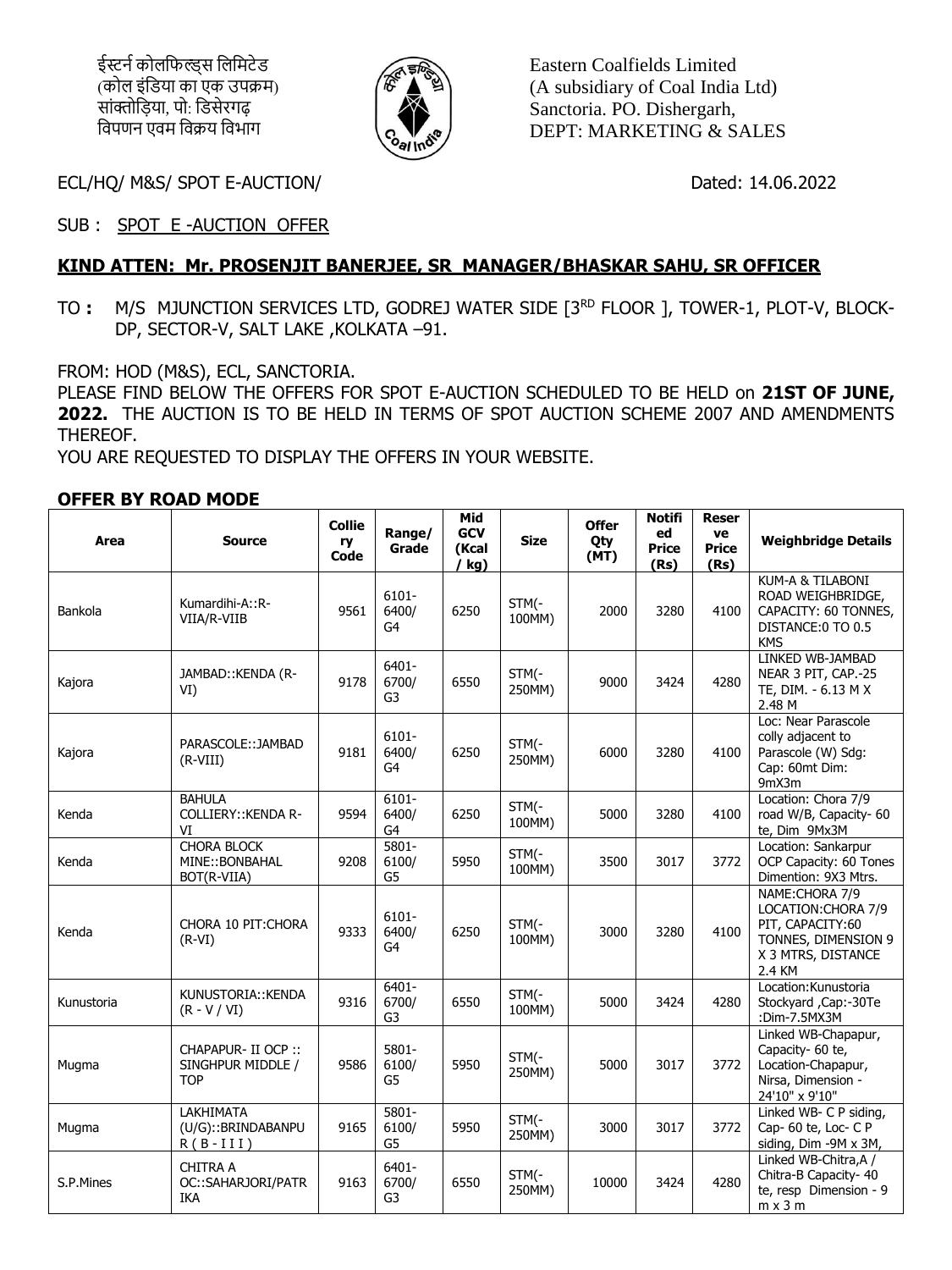ईस्टर्न कोलफिल्ड्स लिमिटेड
(कोल इंडिया का एक उपक्रम)
सांक्तोड़िया, पो: डिसेरगढ़
विपणन एवम विक्रय विभाग

Eastern Coalfields Limited
(A subsidiary of Coal India Ltd)
Sanctoria. PO. Dishergarh,
DEPT: MARKETING & SALES

ECL/HQ/ M&S/ SPOT E-AUCTION/ Dated: 14.06.2022

SUB : SPOT E -AUCTION OFFER

**KIND ATTEN: Mr. PROSENJIT BANERJEE, SR MANAGER/BHASKAR SAHU, SR OFFICER**

**TO :** M/S MJUNCTION SERVICES LTD, GODREJ WATER SIDE [3RD FLOOR ], TOWER-1, PLOT-V, BLOCK-DP, SECTOR-V, SALT LAKE ,KOLKATA –91.

FROM: HOD (M&S), ECL, SANCTORIA.

PLEASE FIND BELOW THE OFFERS FOR SPOT E-AUCTION SCHEDULED TO BE HELD on **21ST OF JUNE, 2022.** THE AUCTION IS TO BE HELD IN TERMS OF SPOT AUCTION SCHEME 2007 AND AMENDMENTS THEREOF.

YOU ARE REQUESTED TO DISPLAY THE OFFERS IN YOUR WEBSITE.

## OFFER BY ROAD MODE

| Area | Source | Colliery Code | Range/ Grade | Mid GCV (Kcal / kg) | Size | Offer Qty (MT) | Notified Price (Rs) | Reserve Price (Rs) | Weighbridge Details |
|---|---|---|---|---|---|---|---|---|---|
| Bankola | Kumardihi-A::R-VIIA/R-VIIB | 9561 | 6101-6400/ G4 | 6250 | STM(-100MM) | 2000 | 3280 | 4100 | KUM-A & TILABONI ROAD WEIGHBRIDGE, CAPACITY: 60 TONNES, DISTANCE:0 TO 0.5 KMS |
| Kajora | JAMBAD::KENDA (R-VI) | 9178 | 6401-6700/ G3 | 6550 | STM(-250MM) | 9000 | 3424 | 4280 | LINKED WB-JAMBAD NEAR 3 PIT, CAP.-25 TE, DIM. - 6.13 M X 2.48 M |
| Kajora | PARASCOLE::JAMBAD (R-VIII) | 9181 | 6101-6400/ G4 | 6250 | STM(-250MM) | 6000 | 3280 | 4100 | Loc: Near Parascole colly adjacent to Parascole (W) Sdg: Cap: 60mt Dim: 9mX3m |
| Kenda | BAHULA COLLIERY::KENDA R-VI | 9594 | 6101-6400/ G4 | 6250 | STM(-100MM) | 5000 | 3280 | 4100 | Location: Chora 7/9 road W/B, Capacity- 60 te, Dim 9Mx3M |
| Kenda | CHORA BLOCK MINE::BONBAHAL BOT(R-VIIA) | 9208 | 5801-6100/ G5 | 5950 | STM(-100MM) | 3500 | 3017 | 3772 | Location: Sankarpur OCP Capacity: 60 Tones Dimention: 9X3 Mtrs. |
| Kenda | CHORA 10 PIT:CHORA (R-VI) | 9333 | 6101-6400/ G4 | 6250 | STM(-100MM) | 3000 | 3280 | 4100 | NAME:CHORA 7/9 LOCATION:CHORA 7/9 PIT, CAPACITY:60 TONNES, DIMENSION 9 X 3 MTRS, DISTANCE 2.4 KM |
| Kunustoria | KUNUSTORIA::KENDA (R - V / VI) | 9316 | 6401-6700/ G3 | 6550 | STM(-100MM) | 5000 | 3424 | 4280 | Location:Kunustoria Stockyard ,Cap:-30Te :Dim-7.5MX3M |
| Mugma | CHAPAPUR- II OCP :: SINGHPUR MIDDLE / TOP | 9586 | 5801-6100/ G5 | 5950 | STM(-250MM) | 5000 | 3017 | 3772 | Linked WB-Chapapur, Capacity- 60 te, Location-Chapapur, Nirsa, Dimension - 24'10" x 9'10" |
| Mugma | LAKHIMATA (U/G)::BRINDABANPUR ( B - I I I ) | 9165 | 5801-6100/ G5 | 5950 | STM(-250MM) | 3000 | 3017 | 3772 | Linked WB- C P siding, Cap- 60 te, Loc- C P siding, Dim -9M x 3M, |
| S.P.Mines | CHITRA A OC::SAHARJORI/PATRIKA | 9163 | 6401-6700/ G3 | 6550 | STM(-250MM) | 10000 | 3424 | 4280 | Linked WB-Chitra,A / Chitra-B Capacity- 40 te, resp Dimension - 9 m x 3 m |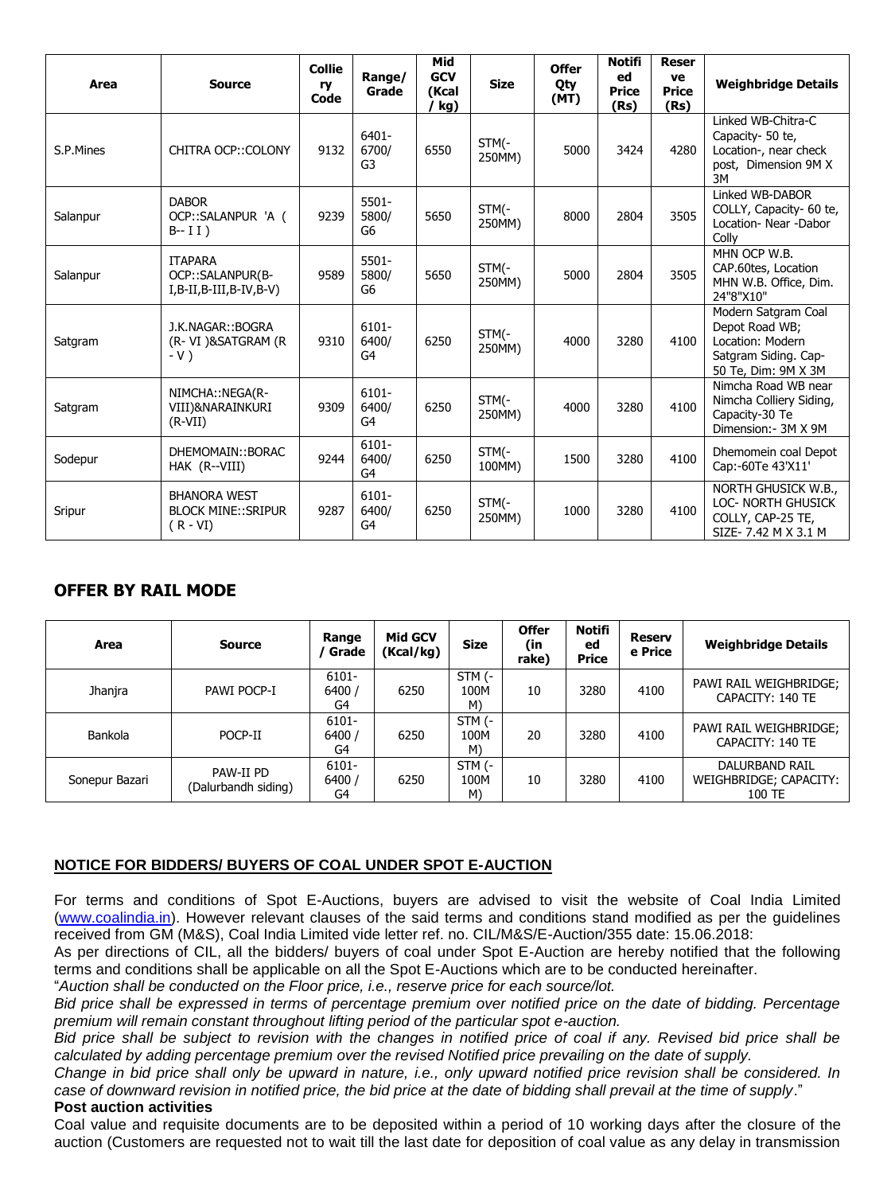| Area | Source | Colliery Code | Range/ Grade | Mid GCV (Kcal / kg) | Size | Offer Qty (MT) | Notified Price (Rs) | Reserve Price (Rs) | Weighbridge Details |
|---|---|---|---|---|---|---|---|---|---|
| S.P.Mines | CHITRA OCP::COLONY | 9132 | 6401-6700/ G3 | 6550 | STM(-250MM) | 5000 | 3424 | 4280 | Linked WB-Chitra-C Capacity- 50 te, Location-, near check post, Dimension 9M X 3M |
| Salanpur | DABOR OCP::SALANPUR 'A ( B-- I I ) | 9239 | 5501-5800/ G6 | 5650 | STM(-250MM) | 8000 | 2804 | 3505 | Linked WB-DABOR COLLY, Capacity- 60 te, Location- Near -Dabor Colly |
| Salanpur | ITAPARA OCP::SALANPUR(B-I,B-II,B-III,B-IV,B-V) | 9589 | 5501-5800/ G6 | 5650 | STM(-250MM) | 5000 | 2804 | 3505 | MHN OCP W.B. CAP.60tes, Location MHN W.B. Office, Dim. 24"8"X10" |
| Satgram | J.K.NAGAR::BOGRA (R- VI )&SATGRAM (R - V ) | 9310 | 6101-6400/ G4 | 6250 | STM(-250MM) | 4000 | 3280 | 4100 | Modern Satgram Coal Depot Road WB; Location: Modern Satgram Siding. Cap- 50 Te, Dim: 9M X 3M |
| Satgram | NIMCHA::NEGA(R-VIII)&NARAINKURI (R-VII) | 9309 | 6101-6400/ G4 | 6250 | STM(-250MM) | 4000 | 3280 | 4100 | Nimcha Road WB near Nimcha Colliery Siding, Capacity-30 Te Dimension:- 3M X 9M |
| Sodepur | DHEMOMAIN::BORACHAK (R--VIII) | 9244 | 6101-6400/ G4 | 6250 | STM(-100MM) | 1500 | 3280 | 4100 | Dhemomein coal Depot Cap:-60Te 43'X11' |
| Sripur | BHANORA WEST BLOCK MINE::SRIPUR ( R - VI) | 9287 | 6101-6400/ G4 | 6250 | STM(-250MM) | 1000 | 3280 | 4100 | NORTH GHUSICK W.B., LOC- NORTH GHUSICK COLLY, CAP-25 TE, SIZE- 7.42 M X 3.1 M |

## OFFER BY RAIL MODE

| Area | Source | Range / Grade | Mid GCV (Kcal/kg) | Size | Offer (in rake) | Notified Price | Reserve Price | Weighbridge Details |
|---|---|---|---|---|---|---|---|---|
| Jhanjra | PAWI POCP-I | 6101-6400 / G4 | 6250 | STM (-100M M) | 10 | 3280 | 4100 | PAWI RAIL WEIGHBRIDGE; CAPACITY: 140 TE |
| Bankola | POCP-II | 6101-6400 / G4 | 6250 | STM (-100M M) | 20 | 3280 | 4100 | PAWI RAIL WEIGHBRIDGE; CAPACITY: 140 TE |
| Sonepur Bazari | PAW-II PD (Dalurbandh siding) | 6101-6400 / G4 | 6250 | STM (-100M M) | 10 | 3280 | 4100 | DALURBAND RAIL WEIGHBRIDGE; CAPACITY: 100 TE |

**NOTICE FOR BIDDERS/ BUYERS OF COAL UNDER SPOT E-AUCTION**

For terms and conditions of Spot E-Auctions, buyers are advised to visit the website of Coal India Limited (www.coalindia.in). However relevant clauses of the said terms and conditions stand modified as per the guidelines received from GM (M&S), Coal India Limited vide letter ref. no. CIL/M&S/E-Auction/355 date: 15.06.2018:

As per directions of CIL, all the bidders/ buyers of coal under Spot E-Auction are hereby notified that the following terms and conditions shall be applicable on all the Spot E-Auctions which are to be conducted hereinafter.

"*Auction shall be conducted on the Floor price, i.e., reserve price for each source/lot.*

*Bid price shall be expressed in terms of percentage premium over notified price on the date of bidding. Percentage premium will remain constant throughout lifting period of the particular spot e-auction.*

*Bid price shall be subject to revision with the changes in notified price of coal if any. Revised bid price shall be calculated by adding percentage premium over the revised Notified price prevailing on the date of supply.*

*Change in bid price shall only be upward in nature, i.e., only upward notified price revision shall be considered. In case of downward revision in notified price, the bid price at the date of bidding shall prevail at the time of supply*."

**Post auction activities**

Coal value and requisite documents are to be deposited within a period of 10 working days after the closure of the auction (Customers are requested not to wait till the last date for deposition of coal value as any delay in transmission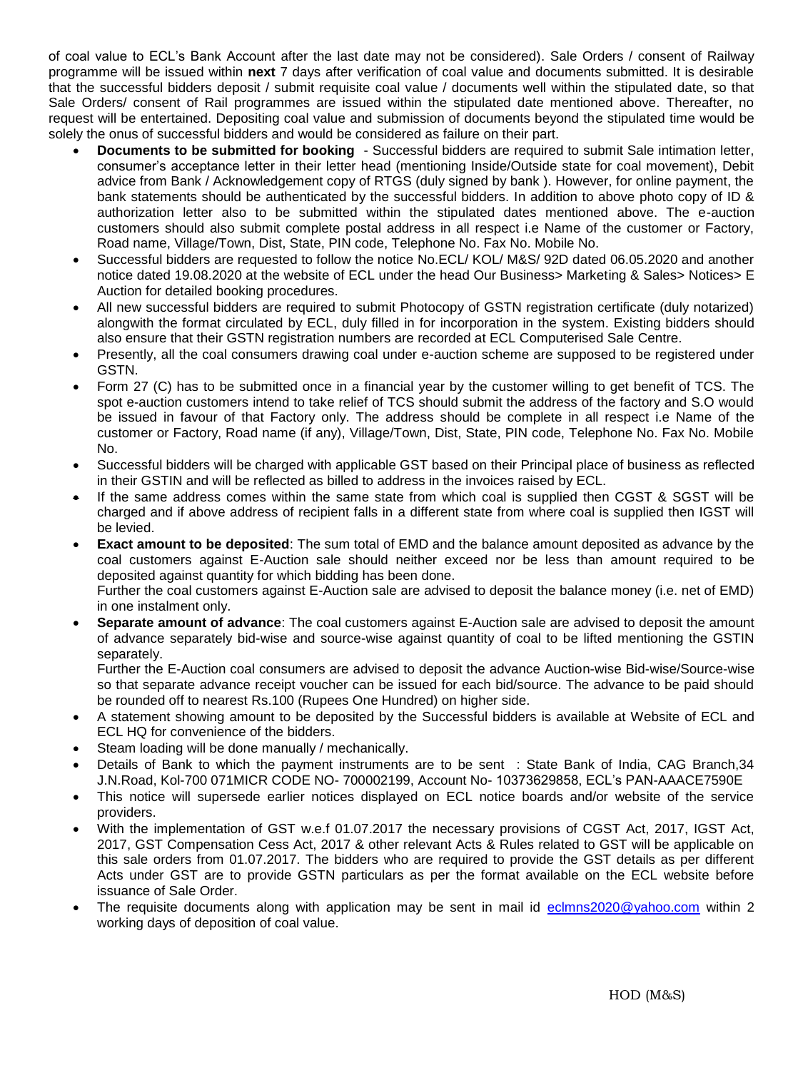of coal value to ECL's Bank Account after the last date may not be considered). Sale Orders / consent of Railway programme will be issued within **next** 7 days after verification of coal value and documents submitted. It is desirable that the successful bidders deposit / submit requisite coal value / documents well within the stipulated date, so that Sale Orders/ consent of Rail programmes are issued within the stipulated date mentioned above. Thereafter, no request will be entertained. Depositing coal value and submission of documents beyond the stipulated time would be solely the onus of successful bidders and would be considered as failure on their part.

- **Documents to be submitted for booking** - Successful bidders are required to submit Sale intimation letter, consumer's acceptance letter in their letter head (mentioning Inside/Outside state for coal movement), Debit advice from Bank / Acknowledgement copy of RTGS (duly signed by bank ). However, for online payment, the bank statements should be authenticated by the successful bidders. In addition to above photo copy of ID & authorization letter also to be submitted within the stipulated dates mentioned above. The e-auction customers should also submit complete postal address in all respect i.e Name of the customer or Factory, Road name, Village/Town, Dist, State, PIN code, Telephone No. Fax No. Mobile No.
- Successful bidders are requested to follow the notice No.ECL/ KOL/ M&S/ 92D dated 06.05.2020 and another notice dated 19.08.2020 at the website of ECL under the head Our Business> Marketing & Sales> Notices> E Auction for detailed booking procedures.
- All new successful bidders are required to submit Photocopy of GSTN registration certificate (duly notarized) alongwith the format circulated by ECL, duly filled in for incorporation in the system. Existing bidders should also ensure that their GSTN registration numbers are recorded at ECL Computerised Sale Centre.
- Presently, all the coal consumers drawing coal under e-auction scheme are supposed to be registered under GSTN.
- Form 27 (C) has to be submitted once in a financial year by the customer willing to get benefit of TCS. The spot e-auction customers intend to take relief of TCS should submit the address of the factory and S.O would be issued in favour of that Factory only. The address should be complete in all respect i.e Name of the customer or Factory, Road name (if any), Village/Town, Dist, State, PIN code, Telephone No. Fax No. Mobile No.
- Successful bidders will be charged with applicable GST based on their Principal place of business as reflected in their GSTIN and will be reflected as billed to address in the invoices raised by ECL.
- If the same address comes within the same state from which coal is supplied then CGST & SGST will be charged and if above address of recipient falls in a different state from where coal is supplied then IGST will be levied.
- **Exact amount to be deposited**: The sum total of EMD and the balance amount deposited as advance by the coal customers against E-Auction sale should neither exceed nor be less than amount required to be deposited against quantity for which bidding has been done.

  Further the coal customers against E-Auction sale are advised to deposit the balance money (i.e. net of EMD) in one instalment only.
- **Separate amount of advance**: The coal customers against E-Auction sale are advised to deposit the amount of advance separately bid-wise and source-wise against quantity of coal to be lifted mentioning the GSTIN separately.

  Further the E-Auction coal consumers are advised to deposit the advance Auction-wise Bid-wise/Source-wise so that separate advance receipt voucher can be issued for each bid/source. The advance to be paid should be rounded off to nearest Rs.100 (Rupees One Hundred) on higher side.
- A statement showing amount to be deposited by the Successful bidders is available at Website of ECL and ECL HQ for convenience of the bidders.
- Steam loading will be done manually / mechanically.
- Details of Bank to which the payment instruments are to be sent : State Bank of India, CAG Branch,34 J.N.Road, Kol-700 071MICR CODE NO- 700002199, Account No- 10373629858, ECL's PAN-AAACE7590E
- This notice will supersede earlier notices displayed on ECL notice boards and/or website of the service providers.
- With the implementation of GST w.e.f 01.07.2017 the necessary provisions of CGST Act, 2017, IGST Act, 2017, GST Compensation Cess Act, 2017 & other relevant Acts & Rules related to GST will be applicable on this sale orders from 01.07.2017. The bidders who are required to provide the GST details as per different Acts under GST are to provide GSTN particulars as per the format available on the ECL website before issuance of Sale Order.
- The requisite documents along with application may be sent in mail id eclmns2020@yahoo.com within 2 working days of deposition of coal value.

HOD (M&S)